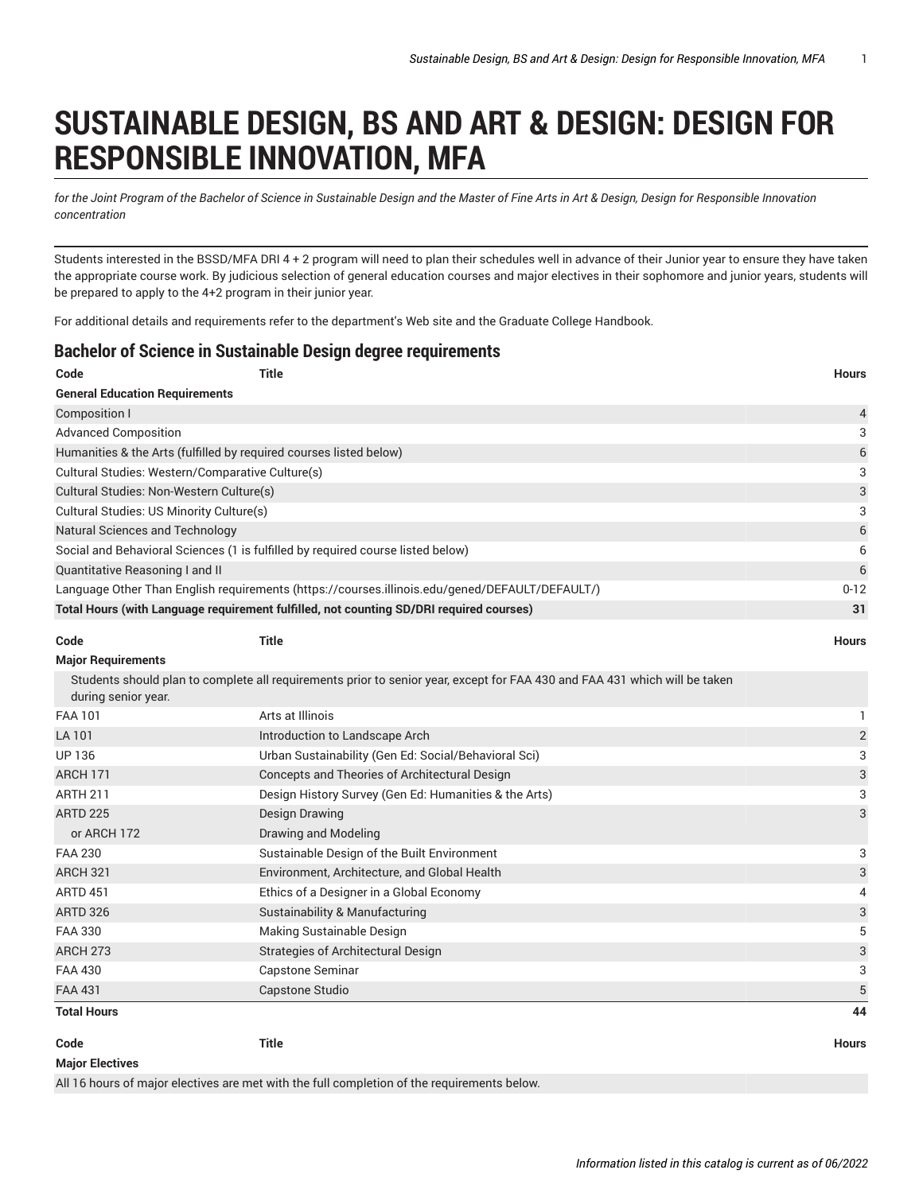# SUSTAINABLE DESIGN, BS AND ART & DESIGN: DESIGN FOR RESPONSIBLE INNOVATION, MFA

*for the Joint Program of the Bachelor of Science in Sustainable Design and the Master of Fine Arts in Art & Design, Design for Responsible Innovation concentration*

Students interested in the BSSD/MFA DRI 4 + 2 program will need to plan their schedules well in advance of their Junior year to ensure they have taken the appropriate course work. By judicious selection of general education courses and major electives in their sophomore and junior years, students will be prepared to apply to the 4+2 program in their junior year.

For additional details and requirements refer to the department's Web site and the Graduate College Handbook.

## Bachelor of Science in Sustainable Design degree requirements

| Code | Title | Hours |
|---|---|---|
| **General Education Requirements** | | |
| Composition I | | 4 |
| Advanced Composition | | 3 |
| Humanities & the Arts (fulfilled by required courses listed below) | | 6 |
| Cultural Studies: Western/Comparative Culture(s) | | 3 |
| Cultural Studies: Non-Western Culture(s) | | 3 |
| Cultural Studies: US Minority Culture(s) | | 3 |
| Natural Sciences and Technology | | 6 |
| Social and Behavioral Sciences (1 is fulfilled by required course listed below) | | 6 |
| Quantitative Reasoning I and II | | 6 |
| Language Other Than English requirements (https://courses.illinois.edu/gened/DEFAULT/DEFAULT/) | | 0-12 |
| **Total Hours (with Language requirement fulfilled, not counting SD/DRI required courses)** | | **31** |

| Code | Title | Hours |
|---|---|---|
| **Major Requirements** | | |
| Students should plan to complete all requirements prior to senior year, except for FAA 430 and FAA 431 which will be taken during senior year. | | |
| FAA 101 | Arts at Illinois | 1 |
| LA 101 | Introduction to Landscape Arch | 2 |
| UP 136 | Urban Sustainability (Gen Ed: Social/Behavioral Sci) | 3 |
| ARCH 171 | Concepts and Theories of Architectural Design | 3 |
| ARTH 211 | Design History Survey (Gen Ed: Humanities & the Arts) | 3 |
| ARTD 225 | Design Drawing | 3 |
| or ARCH 172 | Drawing and Modeling | |
| FAA 230 | Sustainable Design of the Built Environment | 3 |
| ARCH 321 | Environment, Architecture, and Global Health | 3 |
| ARTD 451 | Ethics of a Designer in a Global Economy | 4 |
| ARTD 326 | Sustainability & Manufacturing | 3 |
| FAA 330 | Making Sustainable Design | 5 |
| ARCH 273 | Strategies of Architectural Design | 3 |
| FAA 430 | Capstone Seminar | 3 |
| FAA 431 | Capstone Studio | 5 |
| **Total Hours** | | **44** |

| Code | Title | Hours |
|---|---|---|
| **Major Electives** | | |
| All 16 hours of major electives are met with the full completion of the requirements below. | | |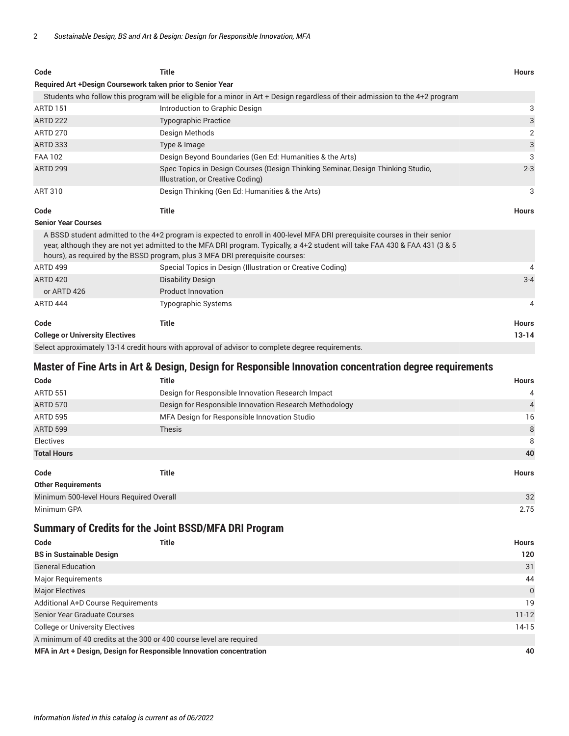| Code | Title | Hours |
|---|---|---|
| **Required Art +Design Coursework taken prior to Senior Year** | | |
| Students who follow this program will be eligible for a minor in Art + Design regardless of their admission to the 4+2 program | | |
| ARTD 151 | Introduction to Graphic Design | 3 |
| ARTD 222 | Typographic Practice | 3 |
| ARTD 270 | Design Methods | 2 |
| ARTD 333 | Type & Image | 3 |
| FAA 102 | Design Beyond Boundaries (Gen Ed: Humanities & the Arts) | 3 |
| ARTD 299 | Spec Topics in Design Courses (Design Thinking Seminar, Design Thinking Studio, Illustration, or Creative Coding) | 2-3 |
| ART 310 | Design Thinking (Gen Ed: Humanities & the Arts) | 3 |

| Code | Title | Hours |
|---|---|---|
| **Senior Year Courses** | | |
| A BSSD student admitted to the 4+2 program is expected to enroll in 400-level MFA DRI prerequisite courses in their senior year, although they are not yet admitted to the MFA DRI program. Typically, a 4+2 student will take FAA 430 & FAA 431 (3 & 5 hours), as required by the BSSD program, plus 3 MFA DRI prerequisite courses: | | |
| ARTD 499 | Special Topics in Design (Illustration or Creative Coding) | 4 |
| ARTD 420 | Disability Design | 3-4 |
| or ARTD 426 | Product Innovation | |
| ARTD 444 | Typographic Systems | 4 |

| Code | Title | Hours |
|---|---|---|
| **College or University Electives** | | **13-14** |
| Select approximately 13-14 credit hours with approval of advisor to complete degree requirements. | | |

## Master of Fine Arts in Art & Design, Design for Responsible Innovation concentration degree requirements

| Code | Title | Hours |
|---|---|---|
| ARTD 551 | Design for Responsible Innovation Research Impact | 4 |
| ARTD 570 | Design for Responsible Innovation Research Methodology | 4 |
| ARTD 595 | MFA Design for Responsible Innovation Studio | 16 |
| ARTD 599 | Thesis | 8 |
| Electives | | 8 |
| **Total Hours** | | **40** |

| Code | Title | Hours |
|---|---|---|
| **Other Requirements** | | |
| Minimum 500-level Hours Required Overall | | 32 |
| Minimum GPA | | 2.75 |

## Summary of Credits for the Joint BSSD/MFA DRI Program

| Code | Title | Hours |
|---|---|---|
| **BS in Sustainable Design** | | **120** |
| General Education | | 31 |
| Major Requirements | | 44 |
| Major Electives | | 0 |
| Additional A+D Course Requirements | | 19 |
| Senior Year Graduate Courses | | 11-12 |
| College or University Electives | | 14-15 |
| A minimum of 40 credits at the 300 or 400 course level are required | | |
| **MFA in Art + Design, Design for Responsible Innovation concentration** | | **40** |